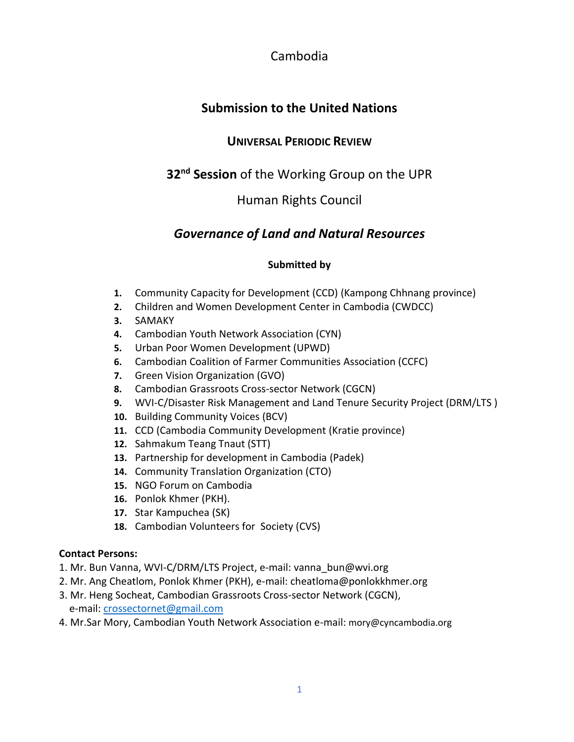# Cambodia

## Submission to the United Nations

## UNIVERSAL PERIODIC REVIEW

**32nd Session** of the Working Group on the UPR

Human Rights Council

## *Governance of Land and Natural Resources*

**Submitted by**

1. Community Capacity for Development (CCD) (Kampong Chhnang province)
2. Children and Women Development Center in Cambodia (CWDCC)
3. SAMAKY
4. Cambodian Youth Network Association (CYN)
5. Urban Poor Women Development (UPWD)
6. Cambodian Coalition of Farmer Communities Association (CCFC)
7. Green Vision Organization (GVO)
8. Cambodian Grassroots Cross-sector Network (CGCN)
9. WVI-C/Disaster Risk Management and Land Tenure Security Project (DRM/LTS )
10. Building Community Voices (BCV)
11. CCD (Cambodia Community Development (Kratie province)
12. Sahmakum Teang Tnaut (STT)
13. Partnership for development in Cambodia (Padek)
14. Community Translation Organization (CTO)
15. NGO Forum on Cambodia
16. Ponlok Khmer (PKH).
17. Star Kampuchea (SK)
18. Cambodian Volunteers for Society (CVS)

**Contact Persons:**

1. Mr. Bun Vanna, WVI-C/DRM/LTS Project, e-mail: vanna_bun@wvi.org
2. Mr. Ang Cheatlom, Ponlok Khmer (PKH), e-mail: cheatloma@ponlokkhmer.org
3. Mr. Heng Socheat, Cambodian Grassroots Cross-sector Network (CGCN), e-mail: crossectornet@gmail.com
4. Mr.Sar Mory, Cambodian Youth Network Association e-mail: mory@cyncambodia.org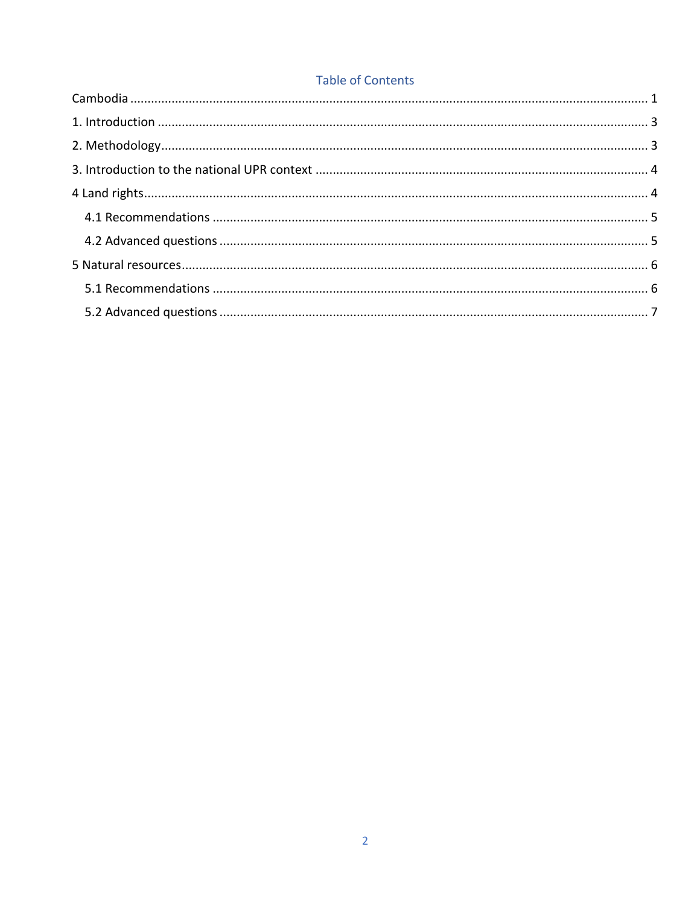## Table of Contents

Cambodia ..... 1

1. Introduction ..... 3

2. Methodology ..... 3

3. Introduction to the national UPR context ..... 4

4 Land rights ..... 4

- 4.1 Recommendations ..... 5
- 4.2 Advanced questions ..... 5

5 Natural resources ..... 6

- 5.1 Recommendations ..... 6
- 5.2 Advanced questions ..... 7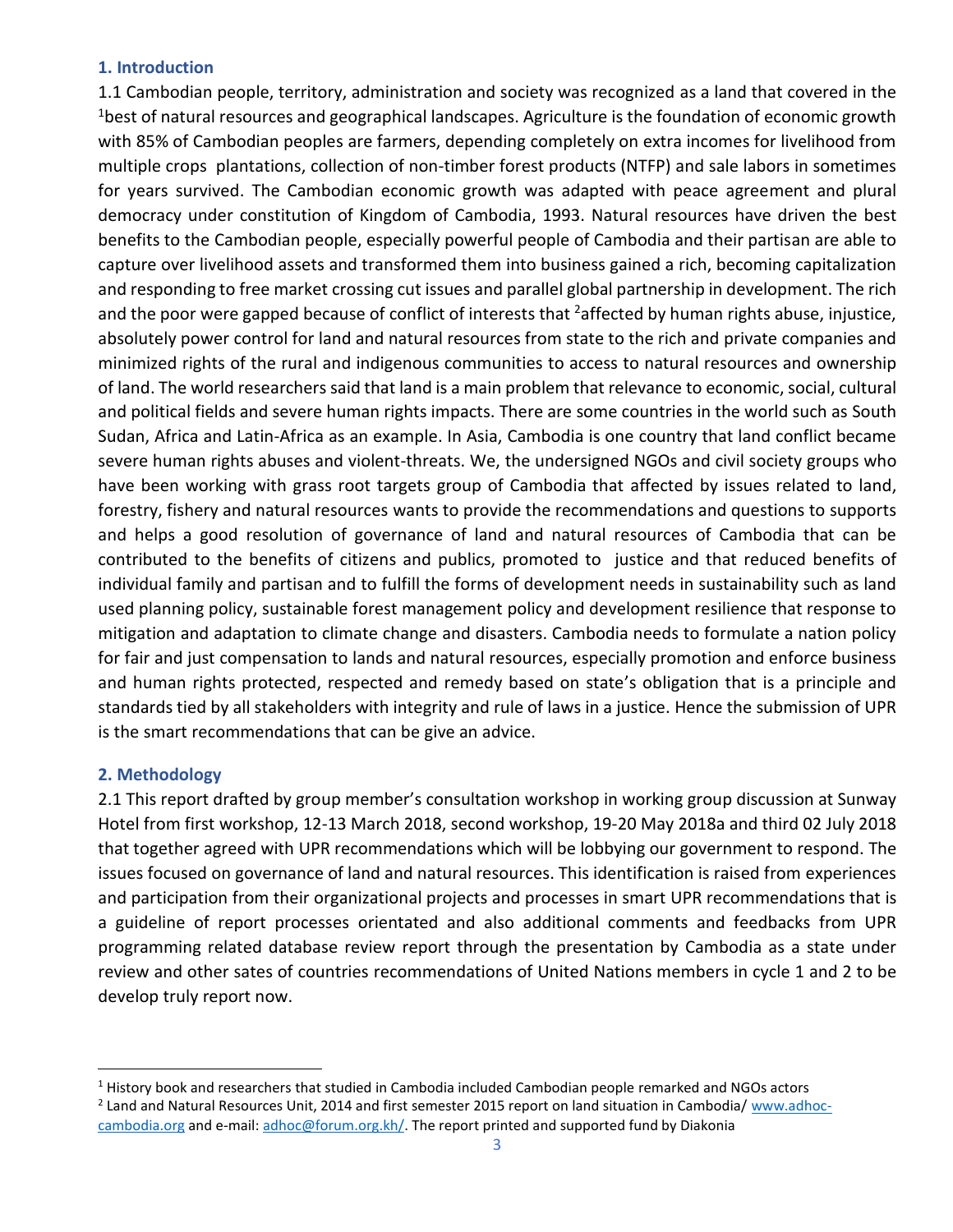## 1. Introduction

1.1 Cambodian people, territory, administration and society was recognized as a land that covered in the [1]best of natural resources and geographical landscapes. Agriculture is the foundation of economic growth with 85% of Cambodian peoples are farmers, depending completely on extra incomes for livelihood from multiple crops plantations, collection of non-timber forest products (NTFP) and sale labors in sometimes for years survived. The Cambodian economic growth was adapted with peace agreement and plural democracy under constitution of Kingdom of Cambodia, 1993. Natural resources have driven the best benefits to the Cambodian people, especially powerful people of Cambodia and their partisan are able to capture over livelihood assets and transformed them into business gained a rich, becoming capitalization and responding to free market crossing cut issues and parallel global partnership in development. The rich and the poor were gapped because of conflict of interests that [2]affected by human rights abuse, injustice, absolutely power control for land and natural resources from state to the rich and private companies and minimized rights of the rural and indigenous communities to access to natural resources and ownership of land. The world researchers said that land is a main problem that relevance to economic, social, cultural and political fields and severe human rights impacts. There are some countries in the world such as South Sudan, Africa and Latin-Africa as an example. In Asia, Cambodia is one country that land conflict became severe human rights abuses and violent-threats. We, the undersigned NGOs and civil society groups who have been working with grass root targets group of Cambodia that affected by issues related to land, forestry, fishery and natural resources wants to provide the recommendations and questions to supports and helps a good resolution of governance of land and natural resources of Cambodia that can be contributed to the benefits of citizens and publics, promoted to justice and that reduced benefits of individual family and partisan and to fulfill the forms of development needs in sustainability such as land used planning policy, sustainable forest management policy and development resilience that response to mitigation and adaptation to climate change and disasters. Cambodia needs to formulate a nation policy for fair and just compensation to lands and natural resources, especially promotion and enforce business and human rights protected, respected and remedy based on state's obligation that is a principle and standards tied by all stakeholders with integrity and rule of laws in a justice. Hence the submission of UPR is the smart recommendations that can be give an advice.

## 2. Methodology

2.1 This report drafted by group member's consultation workshop in working group discussion at Sunway Hotel from first workshop, 12-13 March 2018, second workshop, 19-20 May 2018a and third 02 July 2018 that together agreed with UPR recommendations which will be lobbying our government to respond. The issues focused on governance of land and natural resources. This identification is raised from experiences and participation from their organizational projects and processes in smart UPR recommendations that is a guideline of report processes orientated and also additional comments and feedbacks from UPR programming related database review report through the presentation by Cambodia as a state under review and other sates of countries recommendations of United Nations members in cycle 1 and 2 to be develop truly report now.

---

[1] History book and researchers that studied in Cambodia included Cambodian people remarked and NGOs actors

[2] Land and Natural Resources Unit, 2014 and first semester 2015 report on land situation in Cambodia/ www.adhoc-cambodia.org and e-mail: adhoc@forum.org.kh/. The report printed and supported fund by Diakonia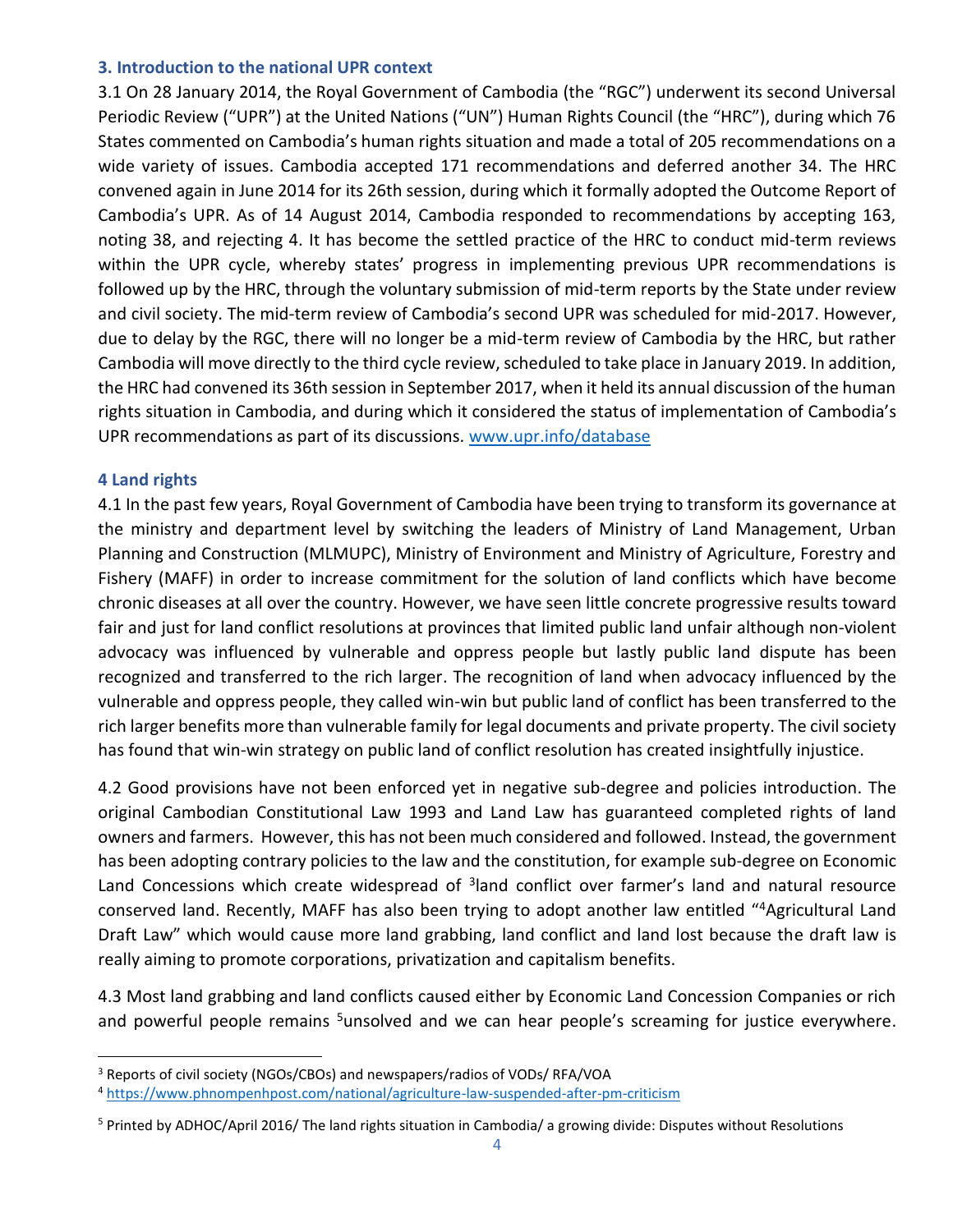### 3. Introduction to the national UPR context

3.1 On 28 January 2014, the Royal Government of Cambodia (the "RGC") underwent its second Universal Periodic Review ("UPR") at the United Nations ("UN") Human Rights Council (the "HRC"), during which 76 States commented on Cambodia's human rights situation and made a total of 205 recommendations on a wide variety of issues. Cambodia accepted 171 recommendations and deferred another 34. The HRC convened again in June 2014 for its 26th session, during which it formally adopted the Outcome Report of Cambodia's UPR. As of 14 August 2014, Cambodia responded to recommendations by accepting 163, noting 38, and rejecting 4. It has become the settled practice of the HRC to conduct mid-term reviews within the UPR cycle, whereby states' progress in implementing previous UPR recommendations is followed up by the HRC, through the voluntary submission of mid-term reports by the State under review and civil society. The mid-term review of Cambodia's second UPR was scheduled for mid-2017. However, due to delay by the RGC, there will no longer be a mid-term review of Cambodia by the HRC, but rather Cambodia will move directly to the third cycle review, scheduled to take place in January 2019. In addition, the HRC had convened its 36th session in September 2017, when it held its annual discussion of the human rights situation in Cambodia, and during which it considered the status of implementation of Cambodia's UPR recommendations as part of its discussions. www.upr.info/database

### 4 Land rights

4.1 In the past few years, Royal Government of Cambodia have been trying to transform its governance at the ministry and department level by switching the leaders of Ministry of Land Management, Urban Planning and Construction (MLMUPC), Ministry of Environment and Ministry of Agriculture, Forestry and Fishery (MAFF) in order to increase commitment for the solution of land conflicts which have become chronic diseases at all over the country. However, we have seen little concrete progressive results toward fair and just for land conflict resolutions at provinces that limited public land unfair although non-violent advocacy was influenced by vulnerable and oppress people but lastly public land dispute has been recognized and transferred to the rich larger. The recognition of land when advocacy influenced by the vulnerable and oppress people, they called win-win but public land of conflict has been transferred to the rich larger benefits more than vulnerable family for legal documents and private property. The civil society has found that win-win strategy on public land of conflict resolution has created insightfully injustice.

4.2 Good provisions have not been enforced yet in negative sub-degree and policies introduction. The original Cambodian Constitutional Law 1993 and Land Law has guaranteed completed rights of land owners and farmers. However, this has not been much considered and followed. Instead, the government has been adopting contrary policies to the law and the constitution, for example sub-degree on Economic Land Concessions which create widespread of [3]land conflict over farmer's land and natural resource conserved land. Recently, MAFF has also been trying to adopt another law entitled "[4]Agricultural Land Draft Law" which would cause more land grabbing, land conflict and land lost because the draft law is really aiming to promote corporations, privatization and capitalism benefits.

4.3 Most land grabbing and land conflicts caused either by Economic Land Concession Companies or rich and powerful people remains [5]unsolved and we can hear people's screaming for justice everywhere.

---

[3] Reports of civil society (NGOs/CBOs) and newspapers/radios of VODs/ RFA/VOA

[4] https://www.phnompenhpost.com/national/agriculture-law-suspended-after-pm-criticism

[5] Printed by ADHOC/April 2016/ The land rights situation in Cambodia/ a growing divide: Disputes without Resolutions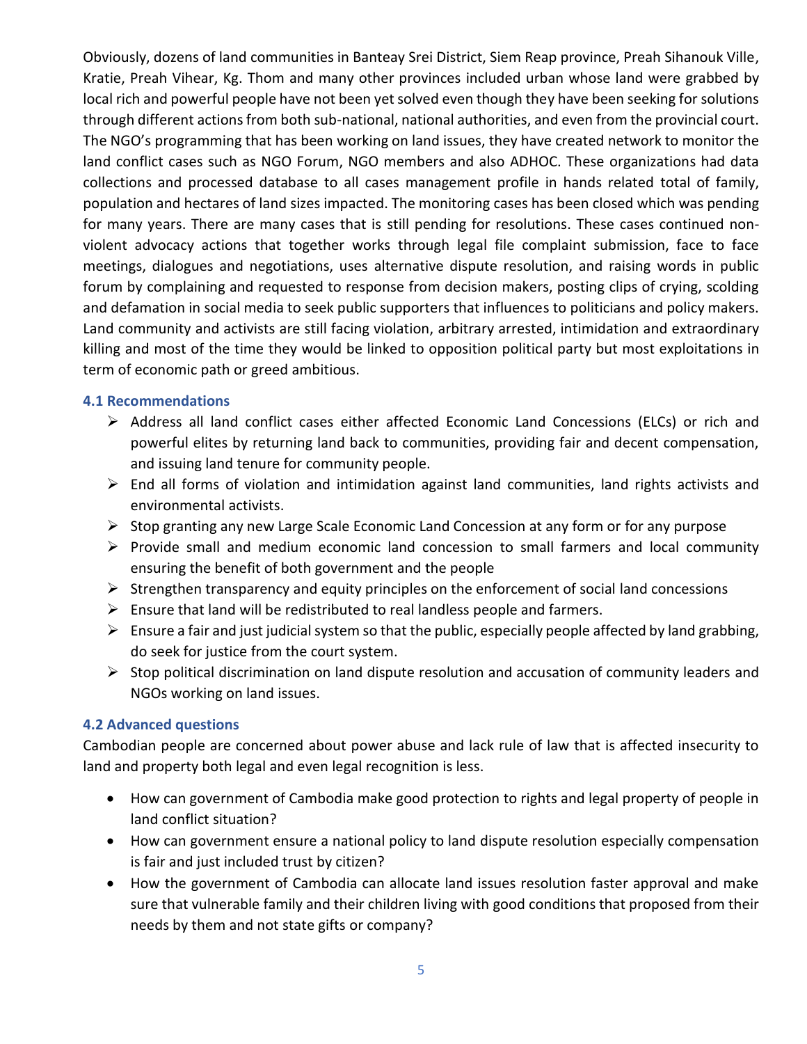Obviously, dozens of land communities in Banteay Srei District, Siem Reap province, Preah Sihanouk Ville, Kratie, Preah Vihear, Kg. Thom and many other provinces included urban whose land were grabbed by local rich and powerful people have not been yet solved even though they have been seeking for solutions through different actions from both sub-national, national authorities, and even from the provincial court. The NGO's programming that has been working on land issues, they have created network to monitor the land conflict cases such as NGO Forum, NGO members and also ADHOC. These organizations had data collections and processed database to all cases management profile in hands related total of family, population and hectares of land sizes impacted. The monitoring cases has been closed which was pending for many years. There are many cases that is still pending for resolutions. These cases continued non-violent advocacy actions that together works through legal file complaint submission, face to face meetings, dialogues and negotiations, uses alternative dispute resolution, and raising words in public forum by complaining and requested to response from decision makers, posting clips of crying, scolding and defamation in social media to seek public supporters that influences to politicians and policy makers. Land community and activists are still facing violation, arbitrary arrested, intimidation and extraordinary killing and most of the time they would be linked to opposition political party but most exploitations in term of economic path or greed ambitious.

### 4.1 Recommendations

- Address all land conflict cases either affected Economic Land Concessions (ELCs) or rich and powerful elites by returning land back to communities, providing fair and decent compensation, and issuing land tenure for community people.
- End all forms of violation and intimidation against land communities, land rights activists and environmental activists.
- Stop granting any new Large Scale Economic Land Concession at any form or for any purpose
- Provide small and medium economic land concession to small farmers and local community ensuring the benefit of both government and the people
- Strengthen transparency and equity principles on the enforcement of social land concessions
- Ensure that land will be redistributed to real landless people and farmers.
- Ensure a fair and just judicial system so that the public, especially people affected by land grabbing, do seek for justice from the court system.
- Stop political discrimination on land dispute resolution and accusation of community leaders and NGOs working on land issues.

### 4.2 Advanced questions

Cambodian people are concerned about power abuse and lack rule of law that is affected insecurity to land and property both legal and even legal recognition is less.

- How can government of Cambodia make good protection to rights and legal property of people in land conflict situation?
- How can government ensure a national policy to land dispute resolution especially compensation is fair and just included trust by citizen?
- How the government of Cambodia can allocate land issues resolution faster approval and make sure that vulnerable family and their children living with good conditions that proposed from their needs by them and not state gifts or company?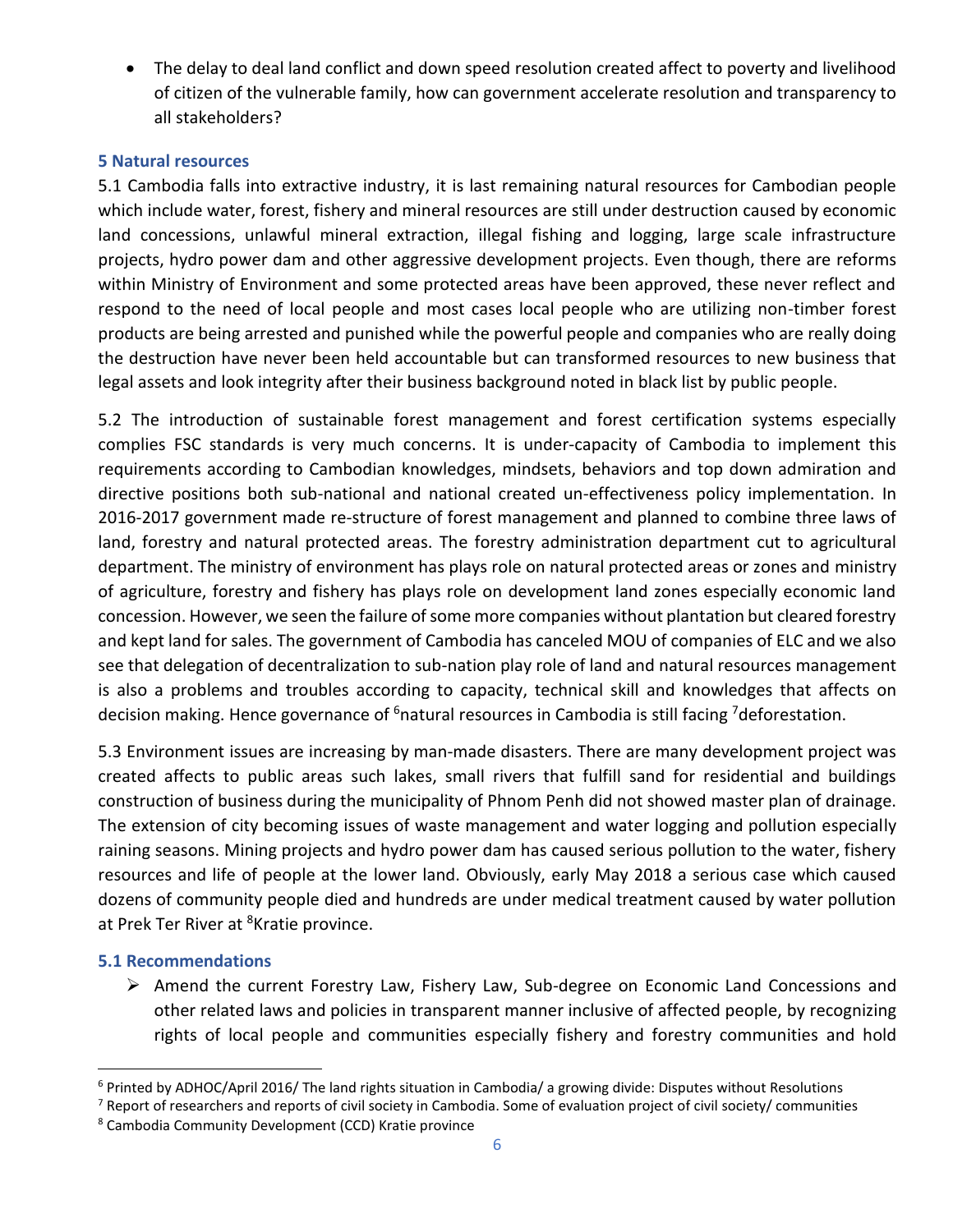- The delay to deal land conflict and down speed resolution created affect to poverty and livelihood of citizen of the vulnerable family, how can government accelerate resolution and transparency to all stakeholders?

### 5 Natural resources

5.1 Cambodia falls into extractive industry, it is last remaining natural resources for Cambodian people which include water, forest, fishery and mineral resources are still under destruction caused by economic land concessions, unlawful mineral extraction, illegal fishing and logging, large scale infrastructure projects, hydro power dam and other aggressive development projects. Even though, there are reforms within Ministry of Environment and some protected areas have been approved, these never reflect and respond to the need of local people and most cases local people who are utilizing non-timber forest products are being arrested and punished while the powerful people and companies who are really doing the destruction have never been held accountable but can transformed resources to new business that legal assets and look integrity after their business background noted in black list by public people.

5.2 The introduction of sustainable forest management and forest certification systems especially complies FSC standards is very much concerns. It is under-capacity of Cambodia to implement this requirements according to Cambodian knowledges, mindsets, behaviors and top down admiration and directive positions both sub-national and national created un-effectiveness policy implementation. In 2016-2017 government made re-structure of forest management and planned to combine three laws of land, forestry and natural protected areas. The forestry administration department cut to agricultural department. The ministry of environment has plays role on natural protected areas or zones and ministry of agriculture, forestry and fishery has plays role on development land zones especially economic land concession. However, we seen the failure of some more companies without plantation but cleared forestry and kept land for sales. The government of Cambodia has canceled MOU of companies of ELC and we also see that delegation of decentralization to sub-nation play role of land and natural resources management is also a problems and troubles according to capacity, technical skill and knowledges that affects on decision making. Hence governance of [6]natural resources in Cambodia is still facing [7]deforestation.

5.3 Environment issues are increasing by man-made disasters. There are many development project was created affects to public areas such lakes, small rivers that fulfill sand for residential and buildings construction of business during the municipality of Phnom Penh did not showed master plan of drainage. The extension of city becoming issues of waste management and water logging and pollution especially raining seasons. Mining projects and hydro power dam has caused serious pollution to the water, fishery resources and life of people at the lower land. Obviously, early May 2018 a serious case which caused dozens of community people died and hundreds are under medical treatment caused by water pollution at Prek Ter River at [8]Kratie province.

### 5.1 Recommendations

- Amend the current Forestry Law, Fishery Law, Sub-degree on Economic Land Concessions and other related laws and policies in transparent manner inclusive of affected people, by recognizing rights of local people and communities especially fishery and forestry communities and hold

---

[6] Printed by ADHOC/April 2016/ The land rights situation in Cambodia/ a growing divide: Disputes without Resolutions

[7] Report of researchers and reports of civil society in Cambodia. Some of evaluation project of civil society/ communities

[8] Cambodia Community Development (CCD) Kratie province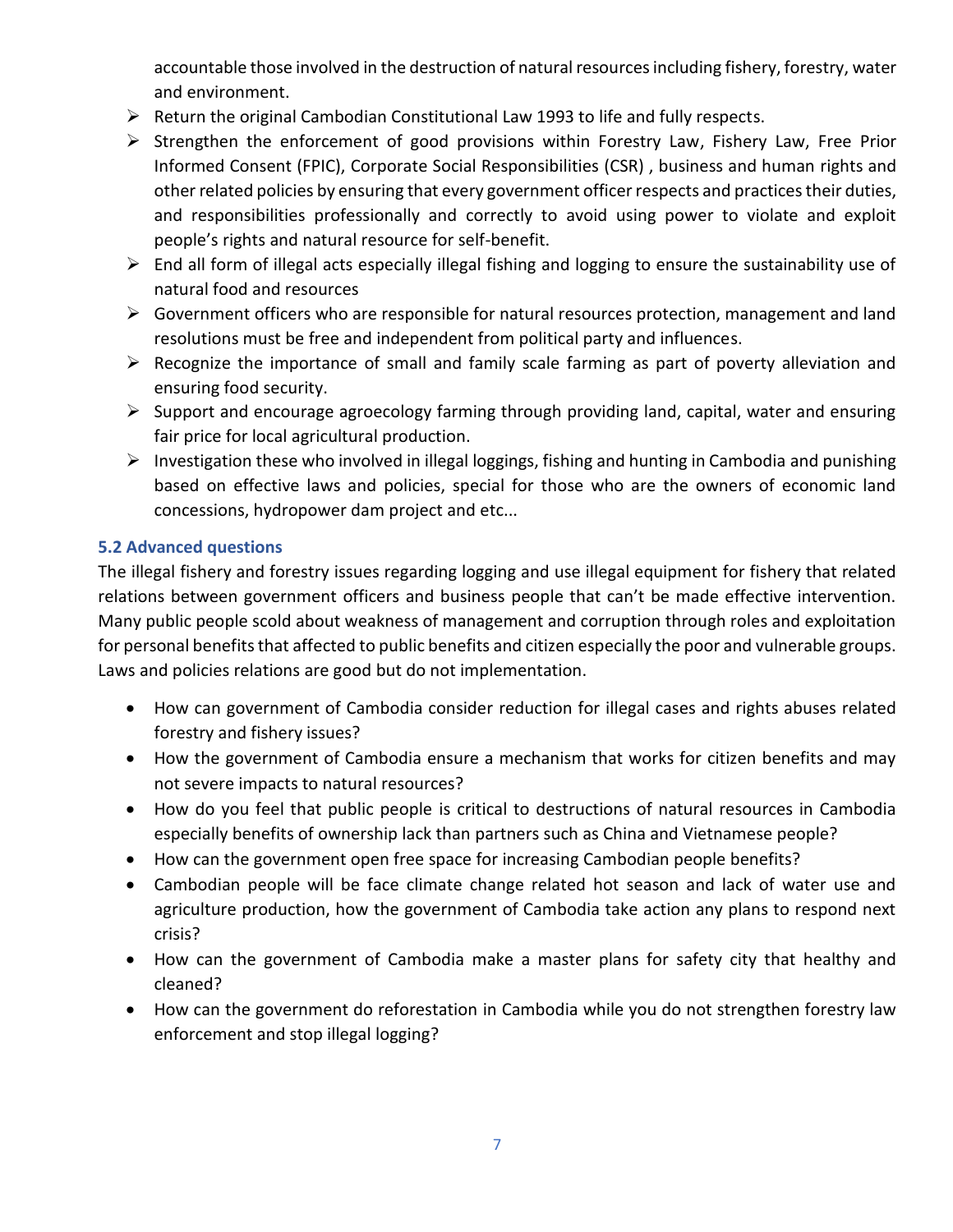accountable those involved in the destruction of natural resources including fishery, forestry, water and environment.

- Return the original Cambodian Constitutional Law 1993 to life and fully respects.
- Strengthen the enforcement of good provisions within Forestry Law, Fishery Law, Free Prior Informed Consent (FPIC), Corporate Social Responsibilities (CSR) , business and human rights and other related policies by ensuring that every government officer respects and practices their duties, and responsibilities professionally and correctly to avoid using power to violate and exploit people's rights and natural resource for self-benefit.
- End all form of illegal acts especially illegal fishing and logging to ensure the sustainability use of natural food and resources
- Government officers who are responsible for natural resources protection, management and land resolutions must be free and independent from political party and influences.
- Recognize the importance of small and family scale farming as part of poverty alleviation and ensuring food security.
- Support and encourage agroecology farming through providing land, capital, water and ensuring fair price for local agricultural production.
- Investigation these who involved in illegal loggings, fishing and hunting in Cambodia and punishing based on effective laws and policies, special for those who are the owners of economic land concessions, hydropower dam project and etc...

### 5.2 Advanced questions

The illegal fishery and forestry issues regarding logging and use illegal equipment for fishery that related relations between government officers and business people that can't be made effective intervention. Many public people scold about weakness of management and corruption through roles and exploitation for personal benefits that affected to public benefits and citizen especially the poor and vulnerable groups. Laws and policies relations are good but do not implementation.

- How can government of Cambodia consider reduction for illegal cases and rights abuses related forestry and fishery issues?
- How the government of Cambodia ensure a mechanism that works for citizen benefits and may not severe impacts to natural resources?
- How do you feel that public people is critical to destructions of natural resources in Cambodia especially benefits of ownership lack than partners such as China and Vietnamese people?
- How can the government open free space for increasing Cambodian people benefits?
- Cambodian people will be face climate change related hot season and lack of water use and agriculture production, how the government of Cambodia take action any plans to respond next crisis?
- How can the government of Cambodia make a master plans for safety city that healthy and cleaned?
- How can the government do reforestation in Cambodia while you do not strengthen forestry law enforcement and stop illegal logging?